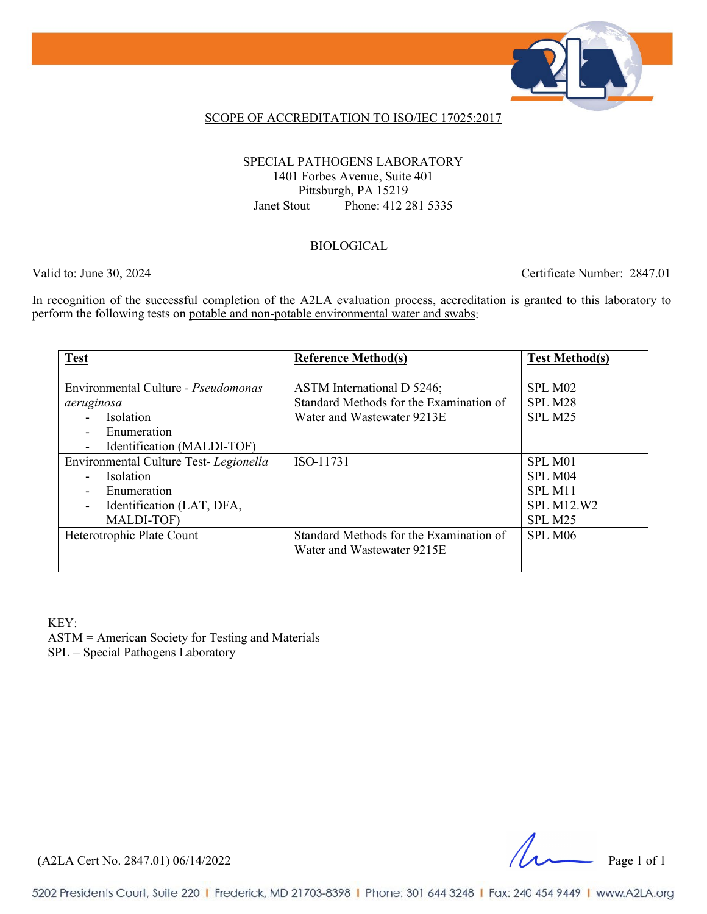## SCOPE OF ACCREDITATION TO ISO/IEC 17025:2017

SPECIAL PATHOGENS LABORATORY
1401 Forbes Avenue, Suite 401
Pittsburgh, PA 15219
Janet Stout Phone: 412 281 5335

BIOLOGICAL

Valid to: June 30, 2024 Certificate Number: 2847.01

In recognition of the successful completion of the A2LA evaluation process, accreditation is granted to this laboratory to perform the following tests on potable and non-potable environmental water and swabs:

| **Test** | **Reference Method(s)** | **Test Method(s)** |
|---|---|---|
| Environmental Culture - *Pseudomonas aeruginosa*<br>- Isolation<br>- Enumeration<br>- Identification (MALDI-TOF) | ASTM International D 5246;<br>Standard Methods for the Examination of Water and Wastewater 9213E | SPL M02<br>SPL M28<br>SPL M25 |
| Environmental Culture Test- *Legionella*<br>- Isolation<br>- Enumeration<br>- Identification (LAT, DFA, MALDI-TOF) | ISO-11731 | SPL M01<br>SPL M04<br>SPL M11<br>SPL M12.W2<br>SPL M25 |
| Heterotrophic Plate Count | Standard Methods for the Examination of Water and Wastewater 9215E | SPL M06 |

KEY:
ASTM = American Society for Testing and Materials
SPL = Special Pathogens Laboratory

(A2LA Cert No. 2847.01) 06/14/2022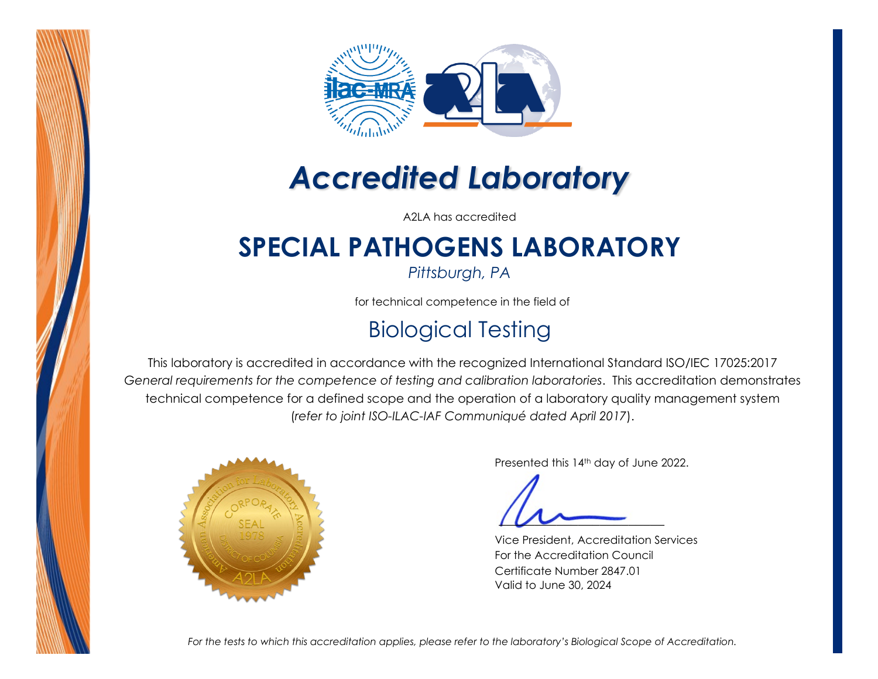# Accredited Laboratory

A2LA has accredited

## SPECIAL PATHOGENS LABORATORY

*Pittsburgh, PA*

for technical competence in the field of

## Biological Testing

This laboratory is accredited in accordance with the recognized International Standard ISO/IEC 17025:2017 *General requirements for the competence of testing and calibration laboratories*. This accreditation demonstrates technical competence for a defined scope and the operation of a laboratory quality management system (*refer to joint ISO-ILAC-IAF Communiqué dated April 2017*).

Presented this 14th day of June 2022.

Vice President, Accreditation Services
For the Accreditation Council
Certificate Number 2847.01
Valid to June 30, 2024

*For the tests to which this accreditation applies, please refer to the laboratory's Biological Scope of Accreditation.*